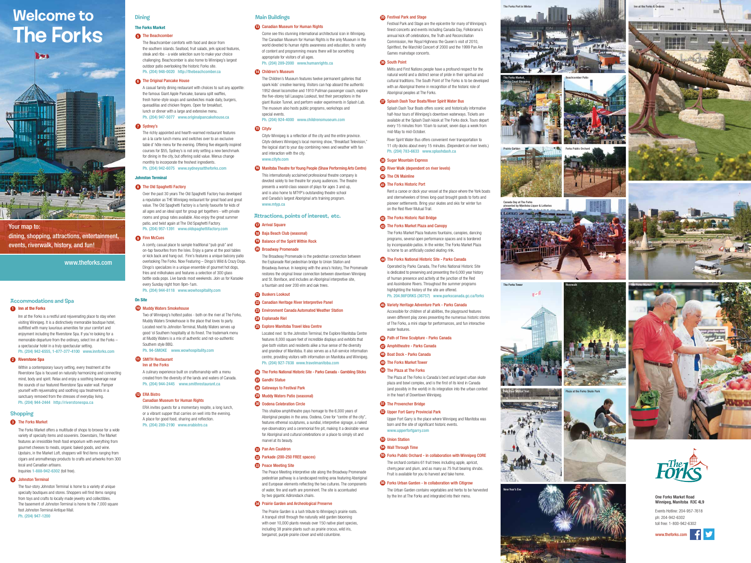# Welcome to The Forks

Your map to:
dining, shopping, attractions, entertainment, events, riverwalk, history, and fun!

www.theforks.com

## Accommodations and Spa

**1 Inn at the Forks**

Inn at the Forks is a restful and rejuvenating place to stay when visiting Winnipeg. It is a distinctively memorable boutique hotel, outfitted with many luxurious amenities for your comfort and enjoyment including the Riverstone Spa. If you're looking for a memorable departure from the ordinary, select Inn at the Forks – a spectacular hotel in a truly spectacular setting.
Ph. (204) 942-6555, 1-877-377-4100 www.innforks.com

**2 Riverstone Spa**

Within a contemporary luxury setting, every treatment at the Riverstone Spa is focused on naturally harmonizing and connecting mind, body and spirit. Relax and enjoy a soothing beverage near the sounds of our featured Riverstone Spa water wall. Pamper yourself with rejuvenating and soothing spa treatments in a sanctuary removed from the stresses of everyday living.
Ph. (204) 944-2444 http://riverstonespa.ca

## Shopping

**3 The Forks Market**

The Forks Market offers a multitude of shops to browse for a wide variety of specialty items and souvenirs. Downstairs, The Market features an irresistible fresh food emporium with everything from gourmet cheeses to meats, organic baked goods, and wine. Upstairs, in the Market Loft, shoppers will find items ranging from cigars and aromatherapy products to crafts and artworks from 300 local and Canadian artisans.
Inquiries 1-888-942-6302 (toll free).

**4 Johnston Terminal**

The four-story Johnston Terminal is home to a variety of unique specialty boutiques and stores. Shoppers will find items ranging from toys and crafts to locally made jewelry and collectibles. The basement of Johnston Terminal is home to the 7,000 square foot Johnston Terminal Antique Mall.
Ph. (204) 947-1200

## Dining

### The Forks Market

**5 The Beachcomber**

The Beachcomber comforts with food and decor from the southern islands. Seafood, fruit salads, jerk spiced features, steak and ribs - a wide selection sure to make your choice challenging. Beachcomber is also home to Winnipeg's largest outdoor patio overlooking the historic Forks site.
Ph. (204) 948-0020 http://thebeachcomber.ca

**6 The Original Pancake House**

A casual family dining restaurant with choices to suit any appetite: the famous Giant Apple Pancake, banana split waffles, fresh home-style soups and sandwiches made daily, burgers, quesadillas and chicken fingers. Open for breakfast, lunch or dinner with a large and extensive menu.
Ph. (204) 947-5077 www.originalpancakehouse.ca

**7 Sydney's**

The richly appointed and hearth-warmed restaurant features an à la carte lunch menu and switches over to an exclusive table d' hôte menu for the evening. Offering five elegantly inspired courses for $55, Sydney's is not only setting a new benchmark for dining in the city, but offering solid value. Menus change monthly to incorporate the freshest ingredients.
Ph. (204) 942-6075 www.sydneysattheforks.com

### Johnston Terminal

**8 The Old Spaghetti Factory**

Over the past 30 years The Old Spaghetti Factory has developed a reputation as THE Winnipeg restaurant for great food and great value. The Old Spaghetti Factory is a family favourite for kids of all ages and an ideal spot for group get togethers - with private rooms and group rates available. Also enjoy the great summer patio, and twist again at The Old Spaghetti Factory.
Ph. (204) 957-1391 www.oldspaghettifactory.com

**9 Finn McCues**

A comfy, casual place to sample traditional "pub grub" and on-tap favourites from the Isles. Enjoy a game at the pool tables or kick back and hang out. Finn's features a unique balcony patio overlooking The Forks. Now Featuring – Dingo's Wild & Crazy Dogs. Dingo's specializes in a unique ensemble of gourmet hot dogs, fries and milkshakes and features a selection of 300 glass bottle soda pops. Live bands most weekends. Join us for Karaoke every Sunday night from 9pm-1am.
Ph. (204) 944-8118 www.wowhospitality.com

### On Site

**10 Muddy Waters Smokehouse**

Two of Winnipeg's hottest patios - both on the river at The Forks, Muddy Waters Smokehouse is the place that loves to party. Located next to Johnston Terminal, Muddy Waters serves up good 'ol Southern hospitality at its finest. The trademark menu at Muddy Waters is a mix of authentic and not-so-authentic Southern style BBQ.
Ph. 94-SMOKE www.wowhospitality.com

**11 SMITH Restaurant**
**Inn at the Forks**

A culinary experience built on craftsmanship with a menu created from the diversity of the lands and waters of Canada.
Ph. (204) 944-2445 www.smithrestaurant.ca

**12 ERA Bistro**
**Canadian Museum for Human Rights**

ERA invites guests for a momentary respite, a long lunch, or a vibrant supper that carries on well into the evening. A place for good food, sharing and reflection.
Ph. (204) 289-2190 www.erabistro.ca

## Main Buildings

**13 Canadian Museum for Human Rights**

Come see this stunning international architectural icon in Winnipeg. The Canadian Museum for Human Rights is the only Museum in the world devoted to human rights awareness and education; its variety of content and programming means there will be something appropriate for visitors of all ages.
Ph. (204) 289-2000 www.humanrights.ca

**14 Children's Museum**

The Children's Museum features twelve permanent galleries that spark kids' creative learning. Visitors can hop aboard the authentic 1952 diesel locomotive and 1910 Pullman passenger coach, explore the five-storey tall Lasagna Lookout, test their perceptions in the giant Illusion Tunnel, and perform water experiments in Splash Lab. The museum also hosts public programs, workshops and special events.
Ph. (204) 924-4000 www.childrensmuseum.com

**15 Citytv**

Citytv Winnipeg is a reflection of the city and the entire province. Citytv delivers Winnipeg's local morning show, "Breakfast Television," the logical start to your day combining news and weather with fun and interaction with the city.
www.citytv.com

**16 Manitoba Theatre for Young People (Shaw Performing Arts Centre)**

This internationally acclaimed professional theatre company is devoted solely to live theatre for young audiences. The theatre presents a world-class season of plays for ages 3 and up, and is also home to MTYP's outstanding theatre school and Canada's largest Aboriginal arts training program.
www.mtyp.ca

## Attractions, points of interest, etc.

**17 Arrival Square**

**18 Baja Beach Club (seasonal)**

**19 Balance of the Spirit Mitik Rock**

**20 Broadway Promenade**

The Broadway Promenade is the pedestrian connection between the Esplanade Riel pedestrian bridge to Union Station and Broadway Avenue. In keeping with the area's history, The Promenade restores the original linear connection between downtown Winnipeg and St. Boniface, and includes an Aboriginal interpretive site, a fountain and over 200 elm and oak trees.

**21 Buskers Lookout**

**22 Canadian Heritage River Interpretive Panel**

**23 Environment Canada Automated Weather Station**

**24 Esplanade Riel**

**25 Explore Manitoba Travel Idea Centre**

Located next to the Johnston Terminal, the Explore Manitoba Centre features 8,000 square feet of incredible displays and exhibits that give both visitors and residents alike a true sense of the diversity and grandeur of Manitoba. It also serves as a full-service information centre, providing visitors with information on Manitoba and Winnipeg.
Ph. (204) 927-7838 www.travelmanitoba.com

**26 The Forks National Historic Site - Parks Canada - Gambling Sticks**

**27 Gandhi Statue**

**28 Gateways to Festival Park**

**29 Muddy Waters Patio (seasonal)**

**30 Oodena Celebration Circle**

This shallow amphitheatre pays homage to the 6,000 years of Aboriginal peoples in the area. Oodena, Cree for "centre of the city", features ethereal sculptures, a sundial, interpretive signage, a naked eye observatory and a ceremonial fire pit, making it a desirable venue for Aboriginal and cultural celebrations or a place to simply sit and marvel at its beauty.

**31 Pan Am Cauldron**

**32 Parkade (200-250 FREE spaces)**

**33 Peace Meeting Site**

The Peace Meeting interpretive site along the Broadway Promenade pedestrian pathway is a landscaped resting area featuring Aboriginal and European elements reflecting the two cultures. The components of water, fire and earth are prominent. The site is accentuated by two gigantic Adirondack chairs.

**34 Prairie Garden and Archeological Preserve**

The Prairie Garden is a lush tribute to Winnipeg's prairie roots. A tranquil stroll through the naturally wild garden blooming with over 10,000 plants reveals over 150 native plant species, including 38 prairie plants such as prairie crocus, wild iris, bergamot, purple prairie clover and wild columbine.

**35 Festival Park and Stage**

Festival Park and Stage are the epicentre for many of Winnipeg's finest concerts and events including Canada Day, Folklorama's annual kick off celebrations, the Truth and Reconciliation Commission, Her Royal Highness the Queen's visit of 2010, Spiritfest, the Warchild Concert of 2000 and the 1999 Pan Am Games mainstage concerts.

**36 South Point**

Métis and First Nations people have a profound respect for the natural world and a distinct sense of pride in their spiritual and cultural traditions. The South Point of The Forks is to be developed with an Aboriginal theme in recognition of the historic role of Aboriginal peoples at The Forks.

**37 Splash Dash Tour Boats/River Spirit Water Bus**

Splash Dash Tour Boats offers scenic and historically informative half-hour tours of Winnipeg's downtown waterways. Tickets are available at the Splash Dash kiosk at The Forks dock. Tours depart every 15 minutes from 10am to sunset, seven days a week from mid-May to mid-October.

River Spirit Water Bus offers convenient river transportation to 11 city docks about every 15 minutes. (Dependent on river levels.)
Ph. (204) 783-6633 www.splashdash.ca

**38 Sugar Mountain Express**

**39 River Walk (dependent on river levels)**

**40 The CN Mainline**

**41 The Forks Historic Port**

Rent a canoe or dock your vessel at the place where the York boats and sternwheelers of times long-past brought goods to forts and pioneer settlements. Bring your skates and skis for winter fun on the Red River Mutual Trail.

**42 The Forks Historic Rail Bridge**

**43 The Forks Market Plaza and Canopy**

The Forks Market Plaza features fountains, canopies, dancing programs, several open performance spaces and is bordered by incomparable patios. In the winter, The Forks Market Plaza is home to an artificially cooled skating rink.

**44 The Forks National Historic Site - Parks Canada**

Operated by Parks Canada, The Forks National Historic Site is dedicated to preserving and presenting the 6,000 year history of human presence and activity at the junction of the Red and Assiniboine Rivers. Throughout the summer programs highlighting the history of the site are offered.
Ph. 204.98FORKS (36757) www.parkscanada.gc.ca/forks

**45 Variety Heritage Adventure Park - Parks Canada**

Accessible for children of all abilities, the playground features seven different play zones presenting the numerous historic stories of The Forks, a mini stage for performances, and fun interactive water features.

**46 Path of Time Sculpture - Parks Canada**

**47 Amphitheatre - Parks Canada**

**48 Boat Dock - Parks Canada**

**49 The Forks Market Tower**

**50 The Plaza at The Forks**

The Plaza at The Forks is Canada's best and largest urban skate plaza and bowl complex, and is the first of its kind in Canada (and possibly in the world) in its integration into the urban context in the heart of Downtown Winnipeg.

**51 The Provencher Bridge**

**52 Upper Fort Garry Provincial Park**

Upper Fort Garry is the place where Winnipeg and Manitoba was born and the site of significant historic events.
www.upperfortgarry.com

**53 Union Station**

**54 Wall Through Time**

**55 Forks Public Orchard - in collaboration with Winnipeg CORE**

The orchard contains 61 fruit trees including apple, apricot, cherry,pear and plum, and as many as 75 fruit bearing shrubs. Fruit is available for you to harvest and take home.

**56 Forks Urban Garden - In collaboration with Citigrow**

The Urban Garden contains vegetables and herbs to be harvested by the Inn at The Forks and integrated into their menu.

The Forks Port in Winter

Inn at the Forks & Oodena

The Forks Market, Centre Court Shopping

Beachcomber Patio

Prairie Garden

Forks Public Orchard

Canada Day at The Forks presented by Manitoba Liquor & Lotteries

The Forks Tower

Riverwalk

The Forks Market

Red River Mutual Trail

Plaza at the Forks Skate Park

New Year's Eve

One Forks Market Road
Winnipeg, Manitoba R3C 4L9

Events Hotline: 204-957-7618
ph: 204-942-6302
toll free: 1-800-942-6302

www.theforks.com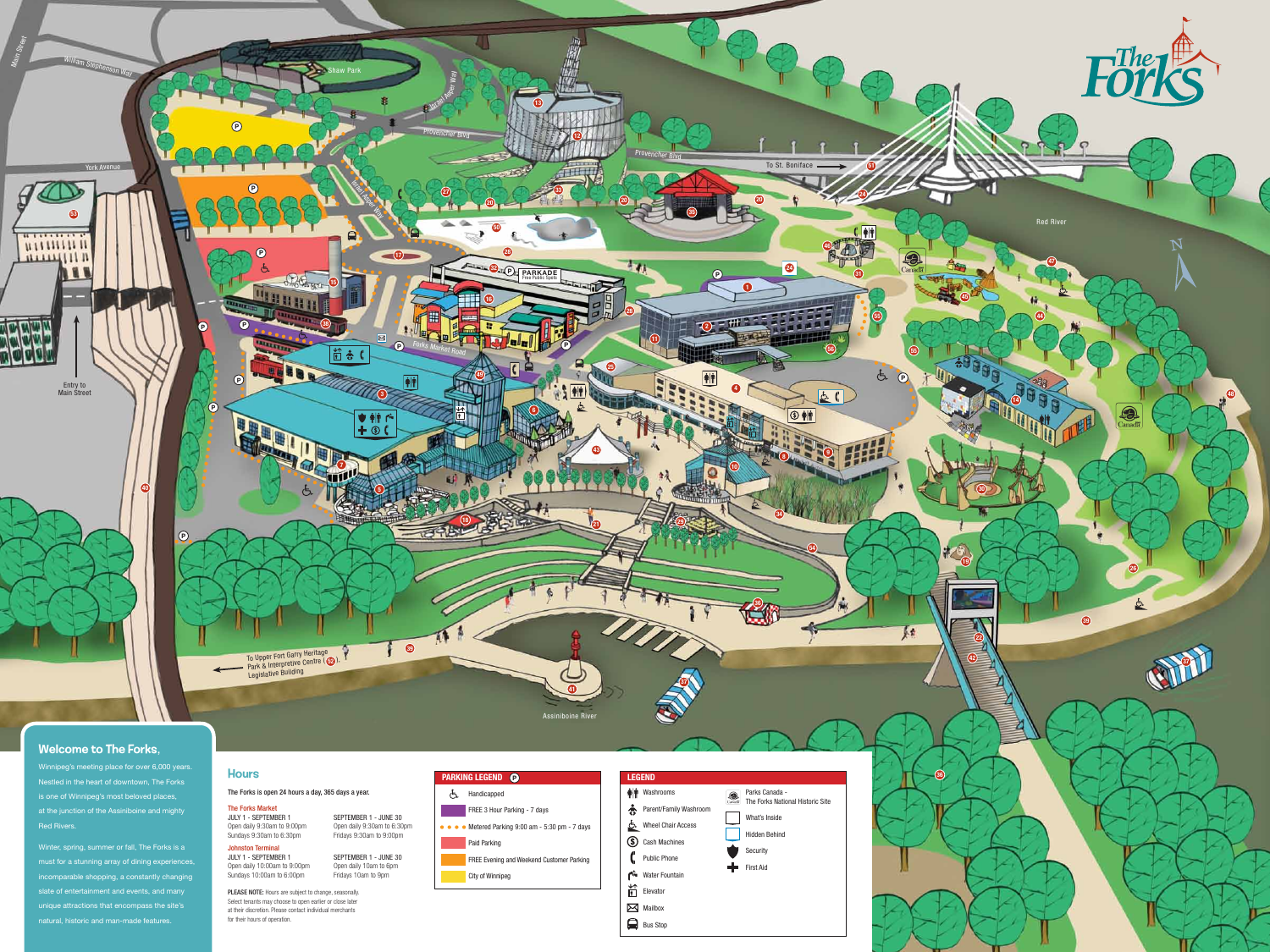## Welcome to The Forks,

Winnipeg's meeting place for over 6,000 years. Nestled in the heart of downtown, The Forks is one of Winnipeg's most beloved places, at the junction of the Assiniboine and mighty Red Rivers.

Winter, spring, summer or fall, The Forks is a must for a stunning array of dining experiences, incomparable shopping, a constantly changing slate of entertainment and events, and many unique attractions that encompass the site's natural, historic and man-made features.

## Hours

**The Forks is open 24 hours a day, 365 days a year.**

**The Forks Market**

JULY 1 - SEPTEMBER 1
Open daily 9:30am to 9:00pm
Sundays 9:30am to 6:30pm

SEPTEMBER 1 - JUNE 30
Open daily 9:30am to 6:30pm
Fridays 9:30am to 9:00pm

**Johnston Terminal**

JULY 1 - SEPTEMBER 1
Open daily 10:00am to 9:00pm
Sundays 10:00am to 6:00pm

SEPTEMBER 1 - JUNE 30
Open daily 10am to 6pm
Fridays 10am to 9pm

PLEASE NOTE: Hours are subject to change, seasonally. Select tenants may choose to open earlier or close later at their discretion. Please contact individual merchants for their hours of operation.

## PARKING LEGEND

- Handicapped
- FREE 3 Hour Parking - 7 days
- Metered Parking 9:00 am - 5:30 pm - 7 days
- Paid Parking
- FREE Evening and Weekend Customer Parking
- City of Winnipeg

## LEGEND

- Washrooms
- Parent/Family Washroom
- Wheel Chair Access
- Cash Machines
- Public Phone
- Water Fountain
- Elevator
- Mailbox
- Bus Stop
- Parks Canada - The Forks National Historic Site
- What's Inside
- Hidden Behind
- Security
- First Aid